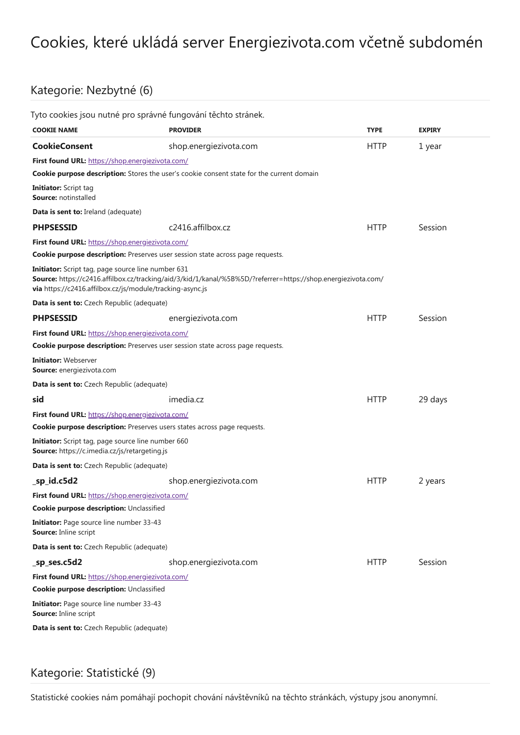# Cookies, které ukládá server Energiezivota.com včetně subdomén

## Kategorie: Nezbytné (6)

Tyto cookies jsou nutné pro správné fungování těchto stránek.

| COOKIE NAME | PROVIDER | TYPE | EXPIRY |
|---|---|---|---|
| **CookieConsent** | shop.energiezivota.com | HTTP | 1 year |

**First found URL:** https://shop.energiezivota.com/

**Cookie purpose description:** Stores the user's cookie consent state for the current domain

**Initiator:** Script tag
**Source:** notinstalled

**Data is sent to:** Ireland (adequate)

| COOKIE NAME | PROVIDER | TYPE | EXPIRY |
|---|---|---|---|
| **PHPSESSID** | c2416.affilbox.cz | HTTP | Session |

**First found URL:** https://shop.energiezivota.com/

**Cookie purpose description:** Preserves user session state across page requests.

**Initiator:** Script tag, page source line number 631
**Source:** https://c2416.affilbox.cz/tracking/aid/3/kid/1/kanal/%5B%5D/?referrer=https://shop.energiezivota.com/
**via** https://c2416.affilbox.cz/js/module/tracking-async.js

**Data is sent to:** Czech Republic (adequate)

| COOKIE NAME | PROVIDER | TYPE | EXPIRY |
|---|---|---|---|
| **PHPSESSID** | energiezivota.com | HTTP | Session |

**First found URL:** https://shop.energiezivota.com/

**Cookie purpose description:** Preserves user session state across page requests.

**Initiator:** Webserver
**Source:** energiezivota.com

**Data is sent to:** Czech Republic (adequate)

| COOKIE NAME | PROVIDER | TYPE | EXPIRY |
|---|---|---|---|
| **sid** | imedia.cz | HTTP | 29 days |

**First found URL:** https://shop.energiezivota.com/

**Cookie purpose description:** Preserves users states across page requests.

**Initiator:** Script tag, page source line number 660
**Source:** https://c.imedia.cz/js/retargeting.js

**Data is sent to:** Czech Republic (adequate)

| COOKIE NAME | PROVIDER | TYPE | EXPIRY |
|---|---|---|---|
| **_sp_id.c5d2** | shop.energiezivota.com | HTTP | 2 years |

**First found URL:** https://shop.energiezivota.com/

**Cookie purpose description:** Unclassified

**Initiator:** Page source line number 33-43
**Source:** Inline script

**Data is sent to:** Czech Republic (adequate)

| COOKIE NAME | PROVIDER | TYPE | EXPIRY |
|---|---|---|---|
| **_sp_ses.c5d2** | shop.energiezivota.com | HTTP | Session |

**First found URL:** https://shop.energiezivota.com/

**Cookie purpose description:** Unclassified

**Initiator:** Page source line number 33-43
**Source:** Inline script

**Data is sent to:** Czech Republic (adequate)

## Kategorie: Statistické (9)

Statistické cookies nám pomáhají pochopit chování návštěvníků na těchto stránkách, výstupy jsou anonymní.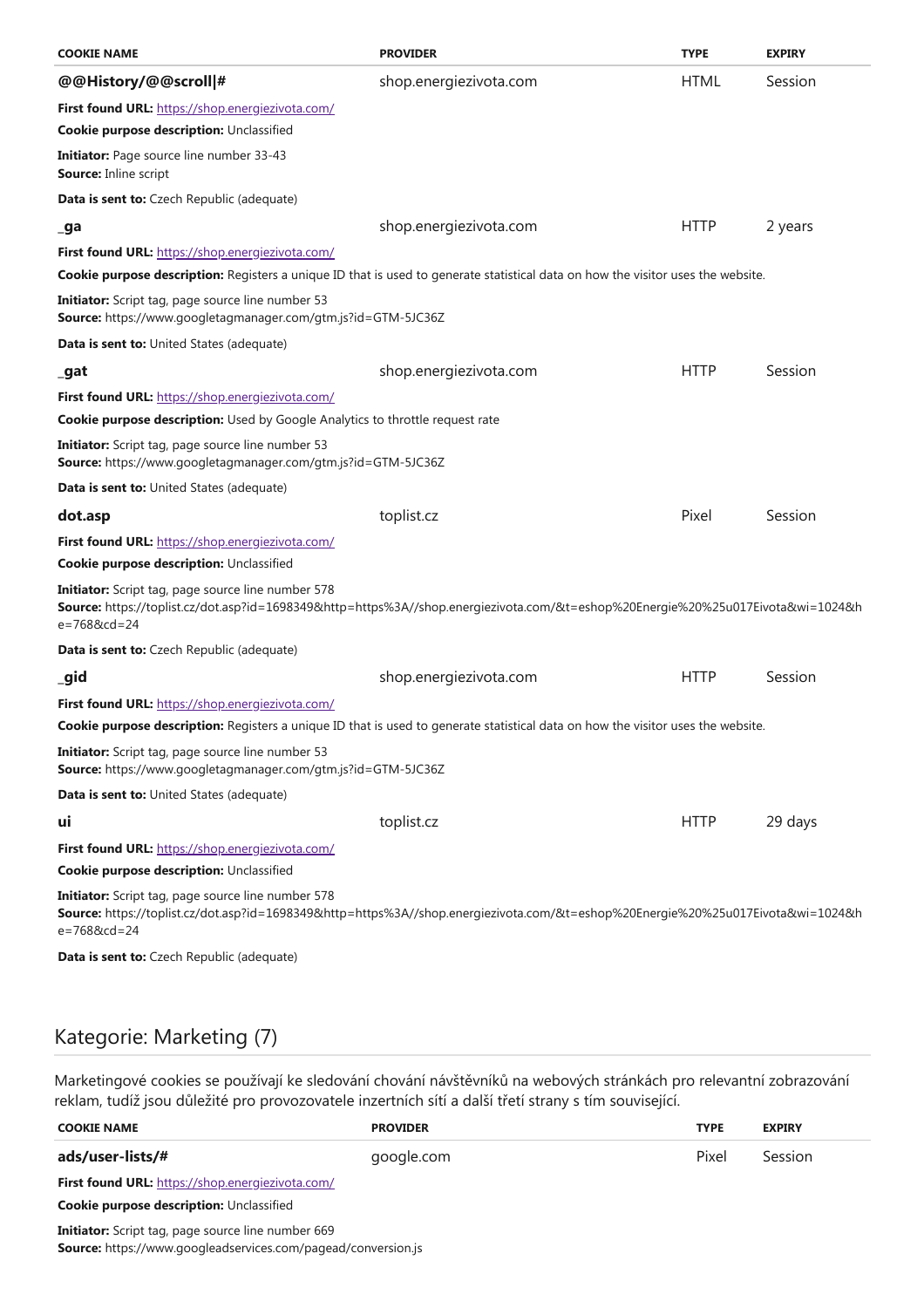| COOKIE NAME | PROVIDER | TYPE | EXPIRY |
|---|---|---|---|
| **@@History/@@scroll\|#** | shop.energiezivota.com | HTML | Session |

**First found URL:** https://shop.energiezivota.com/

**Cookie purpose description:** Unclassified

**Initiator:** Page source line number 33-43
**Source:** Inline script

**Data is sent to:** Czech Republic (adequate)

| COOKIE NAME | PROVIDER | TYPE | EXPIRY |
|---|---|---|---|
| **_ga** | shop.energiezivota.com | HTTP | 2 years |

**First found URL:** https://shop.energiezivota.com/

**Cookie purpose description:** Registers a unique ID that is used to generate statistical data on how the visitor uses the website.

**Initiator:** Script tag, page source line number 53
**Source:** https://www.googletagmanager.com/gtm.js?id=GTM-5JC36Z

**Data is sent to:** United States (adequate)

| COOKIE NAME | PROVIDER | TYPE | EXPIRY |
|---|---|---|---|
| **_gat** | shop.energiezivota.com | HTTP | Session |

**First found URL:** https://shop.energiezivota.com/

**Cookie purpose description:** Used by Google Analytics to throttle request rate

**Initiator:** Script tag, page source line number 53
**Source:** https://www.googletagmanager.com/gtm.js?id=GTM-5JC36Z

**Data is sent to:** United States (adequate)

| COOKIE NAME | PROVIDER | TYPE | EXPIRY |
|---|---|---|---|
| **dot.asp** | toplist.cz | Pixel | Session |

**First found URL:** https://shop.energiezivota.com/

**Cookie purpose description:** Unclassified

**Initiator:** Script tag, page source line number 578
**Source:** https://toplist.cz/dot.asp?id=1698349&http=https%3A//shop.energiezivota.com/&t=eshop%20Energie%20%25u017Eivota&wi=1024&he=768&cd=24

**Data is sent to:** Czech Republic (adequate)

| COOKIE NAME | PROVIDER | TYPE | EXPIRY |
|---|---|---|---|
| **_gid** | shop.energiezivota.com | HTTP | Session |

**First found URL:** https://shop.energiezivota.com/

**Cookie purpose description:** Registers a unique ID that is used to generate statistical data on how the visitor uses the website.

**Initiator:** Script tag, page source line number 53
**Source:** https://www.googletagmanager.com/gtm.js?id=GTM-5JC36Z

**Data is sent to:** United States (adequate)

| COOKIE NAME | PROVIDER | TYPE | EXPIRY |
|---|---|---|---|
| **ui** | toplist.cz | HTTP | 29 days |

**First found URL:** https://shop.energiezivota.com/

**Cookie purpose description:** Unclassified

**Initiator:** Script tag, page source line number 578
**Source:** https://toplist.cz/dot.asp?id=1698349&http=https%3A//shop.energiezivota.com/&t=eshop%20Energie%20%25u017Eivota&wi=1024&he=768&cd=24

**Data is sent to:** Czech Republic (adequate)

## Kategorie: Marketing (7)

Marketingové cookies se používají ke sledování chování návštěvníků na webových stránkách pro relevantní zobrazování reklam, tudíž jsou důležité pro provozovatele inzertních sítí a další třetí strany s tím související.

| COOKIE NAME | PROVIDER | TYPE | EXPIRY |
|---|---|---|---|
| **ads/user-lists/#** | google.com | Pixel | Session |

**First found URL:** https://shop.energiezivota.com/

**Cookie purpose description:** Unclassified

**Initiator:** Script tag, page source line number 669
**Source:** https://www.googleadservices.com/pagead/conversion.js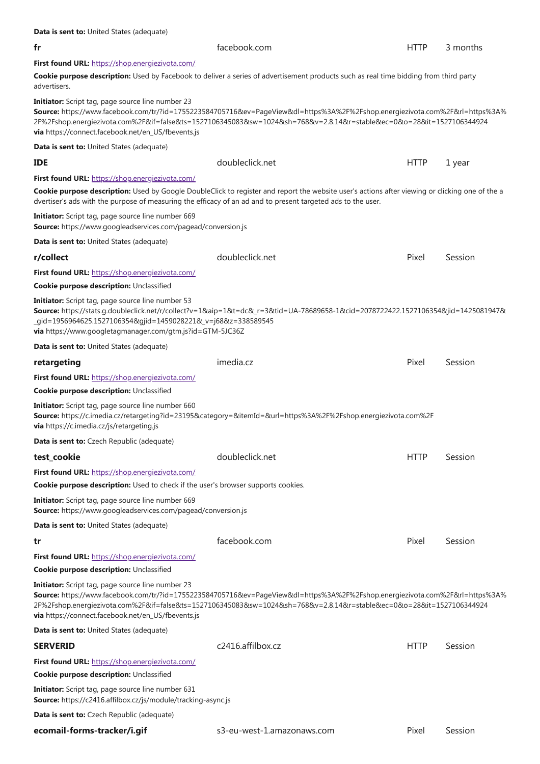**Data is sent to:** United States (adequate)

**fr** | facebook.com | HTTP | 3 months

**First found URL:** https://shop.energiezivota.com/

**Cookie purpose description:** Used by Facebook to deliver a series of advertisement products such as real time bidding from third party advertisers.

**Initiator:** Script tag, page source line number 23
**Source:** https://www.facebook.com/tr/?id=1755223584705716&ev=PageView&dl=https%3A%2F%2Fshop.energiezivota.com%2F&rl=https%3A%2F%2Fshop.energiezivota.com%2F&if=false&ts=1527106345083&sw=1024&sh=768&v=2.8.14&r=stable&ec=0&o=28&it=1527106344924
**via** https://connect.facebook.net/en_US/fbevents.js

**Data is sent to:** United States (adequate)

**IDE** | doubleclick.net | HTTP | 1 year

**First found URL:** https://shop.energiezivota.com/

**Cookie purpose description:** Used by Google DoubleClick to register and report the website user's actions after viewing or clicking one of the a dvertiser's ads with the purpose of measuring the efficacy of an ad and to present targeted ads to the user.

**Initiator:** Script tag, page source line number 669
**Source:** https://www.googleadservices.com/pagead/conversion.js

**Data is sent to:** United States (adequate)

**r/collect** | doubleclick.net | Pixel | Session

**First found URL:** https://shop.energiezivota.com/

**Cookie purpose description:** Unclassified

**Initiator:** Script tag, page source line number 53
**Source:** https://stats.g.doubleclick.net/r/collect?v=1&aip=1&t=dc&_r=3&tid=UA-78689658-1&cid=2078722422.1527106354&jid=1425081947&_gid=1956964625.1527106354&gjid=1459028221&_v=j68&z=338589545
**via** https://www.googletagmanager.com/gtm.js?id=GTM-5JC36Z

**Data is sent to:** United States (adequate)

**retargeting** | imedia.cz | Pixel | Session

**First found URL:** https://shop.energiezivota.com/

**Cookie purpose description:** Unclassified

**Initiator:** Script tag, page source line number 660
**Source:** https://c.imedia.cz/retargeting?id=23195&category=&itemId=&url=https%3A%2F%2Fshop.energiezivota.com%2F
**via** https://c.imedia.cz/js/retargeting.js

**Data is sent to:** Czech Republic (adequate)

**test_cookie** | doubleclick.net | HTTP | Session

**First found URL:** https://shop.energiezivota.com/

**Cookie purpose description:** Used to check if the user's browser supports cookies.

**Initiator:** Script tag, page source line number 669
**Source:** https://www.googleadservices.com/pagead/conversion.js

**Data is sent to:** United States (adequate)

**tr** | facebook.com | Pixel | Session

**First found URL:** https://shop.energiezivota.com/

**Cookie purpose description:** Unclassified

**Initiator:** Script tag, page source line number 23
**Source:** https://www.facebook.com/tr/?id=1755223584705716&ev=PageView&dl=https%3A%2F%2Fshop.energiezivota.com%2F&rl=https%3A%2F%2Fshop.energiezivota.com%2F&if=false&ts=1527106345083&sw=1024&sh=768&v=2.8.14&r=stable&ec=0&o=28&it=1527106344924
**via** https://connect.facebook.net/en_US/fbevents.js

**Data is sent to:** United States (adequate)

**SERVERID** | c2416.affilbox.cz | HTTP | Session

**First found URL:** https://shop.energiezivota.com/

**Cookie purpose description:** Unclassified

**Initiator:** Script tag, page source line number 631
**Source:** https://c2416.affilbox.cz/js/module/tracking-async.js

**Data is sent to:** Czech Republic (adequate)

**ecomail-forms-tracker/i.gif** | s3-eu-west-1.amazonaws.com | Pixel | Session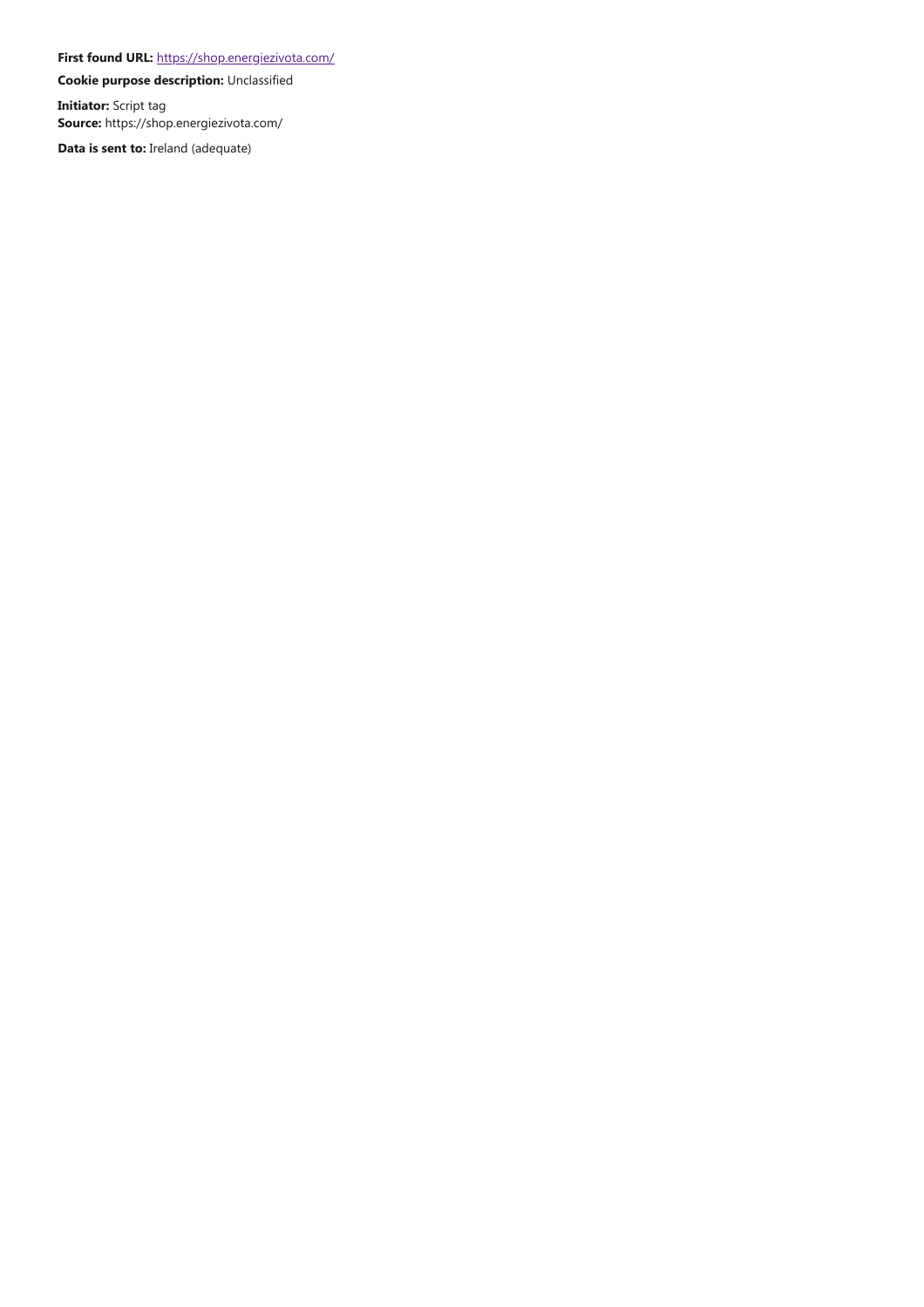**First found URL:** https://shop.energiezivota.com/

**Cookie purpose description:** Unclassified

**Initiator:** Script tag
**Source:** https://shop.energiezivota.com/

**Data is sent to:** Ireland (adequate)